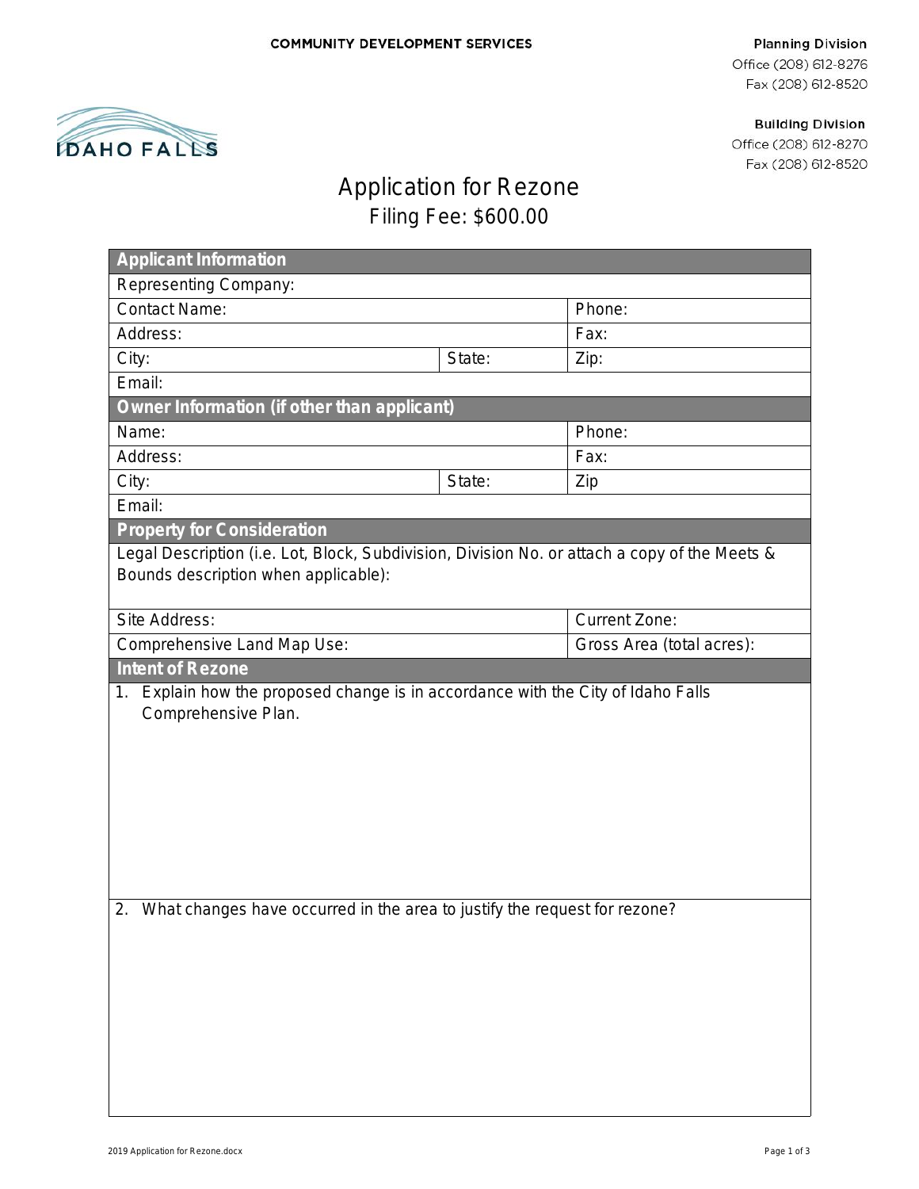COMMUNITY DEVELOPMENT SERVICES

**Planning Division**
Office (208) 612-8276
Fax (208) 612-8520

**Building Division**
Office (208) 612-8270
Fax (208) 612-8520

IDAHO FALLS

# Application for Rezone

## Filing Fee: $600.00

| **Applicant Information** | | |
|---|---|---|
| Representing Company: | | |
| Contact Name: | | Phone: |
| Address: | | Fax: |
| City: | State: | Zip: |
| Email: | | |
| **Owner Information (if other than applicant)** | | |
| Name: | | Phone: |
| Address: | | Fax: |
| City: | State: | Zip |
| Email: | | |
| **Property for Consideration** | | |
| Legal Description (i.e. Lot, Block, Subdivision, Division No. or attach a copy of the Meets & Bounds description when applicable): | | |
| Site Address: | | Current Zone: |
| Comprehensive Land Map Use: | | Gross Area (total acres): |
| **Intent of Rezone** | | |
| 1. Explain how the proposed change is in accordance with the City of Idaho Falls Comprehensive Plan. | | |
| 2. What changes have occurred in the area to justify the request for rezone? | | |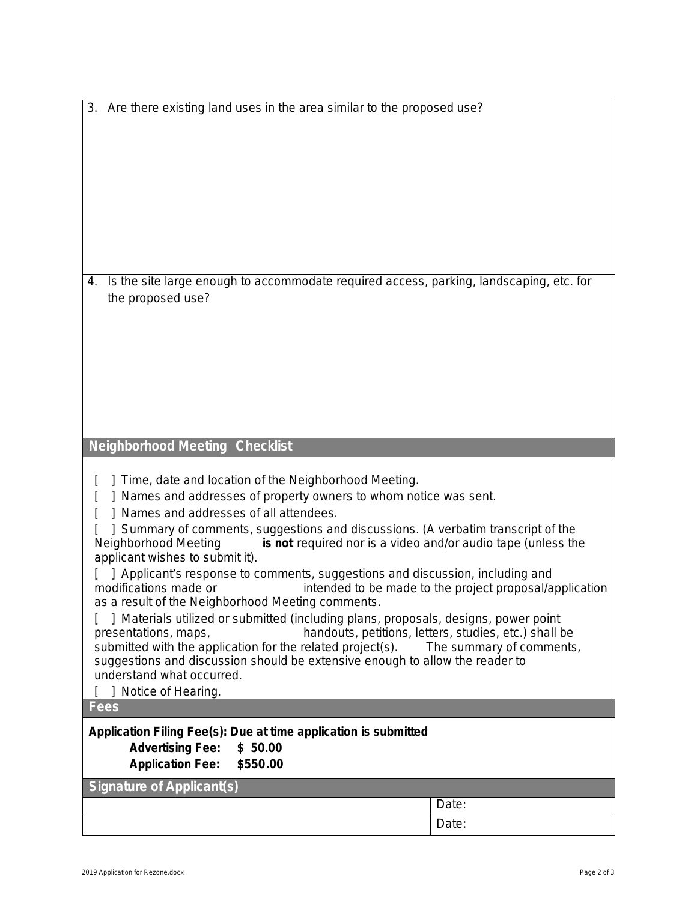3. Are there existing land uses in the area similar to the proposed use?

4. Is the site large enough to accommodate required access, parking, landscaping, etc. for the proposed use?

## Neighborhood Meeting Checklist

[ ] Time, date and location of the Neighborhood Meeting.

[ ] Names and addresses of property owners to whom notice was sent.

[ ] Names and addresses of all attendees.

[ ] Summary of comments, suggestions and discussions. (A verbatim transcript of the Neighborhood Meeting **is not** required nor is a video and/or audio tape (unless the applicant wishes to submit it).

[ ] Applicant's response to comments, suggestions and discussion, including and modifications made or intended to be made to the project proposal/application as a result of the Neighborhood Meeting comments.

[ ] Materials utilized or submitted (including plans, proposals, designs, power point presentations, maps, handouts, petitions, letters, studies, etc.) shall be submitted with the application for the related project(s). The summary of comments, suggestions and discussion should be extensive enough to allow the reader to understand what occurred.

[ ] Notice of Hearing.

## Fees

**Application Filing Fee(s): Due at time application is submitted**

**Advertising Fee: $ 50.00**

**Application Fee: $550.00**

## Signature of Applicant(s)

| | |
|---|---|
| | Date: |
| | Date: |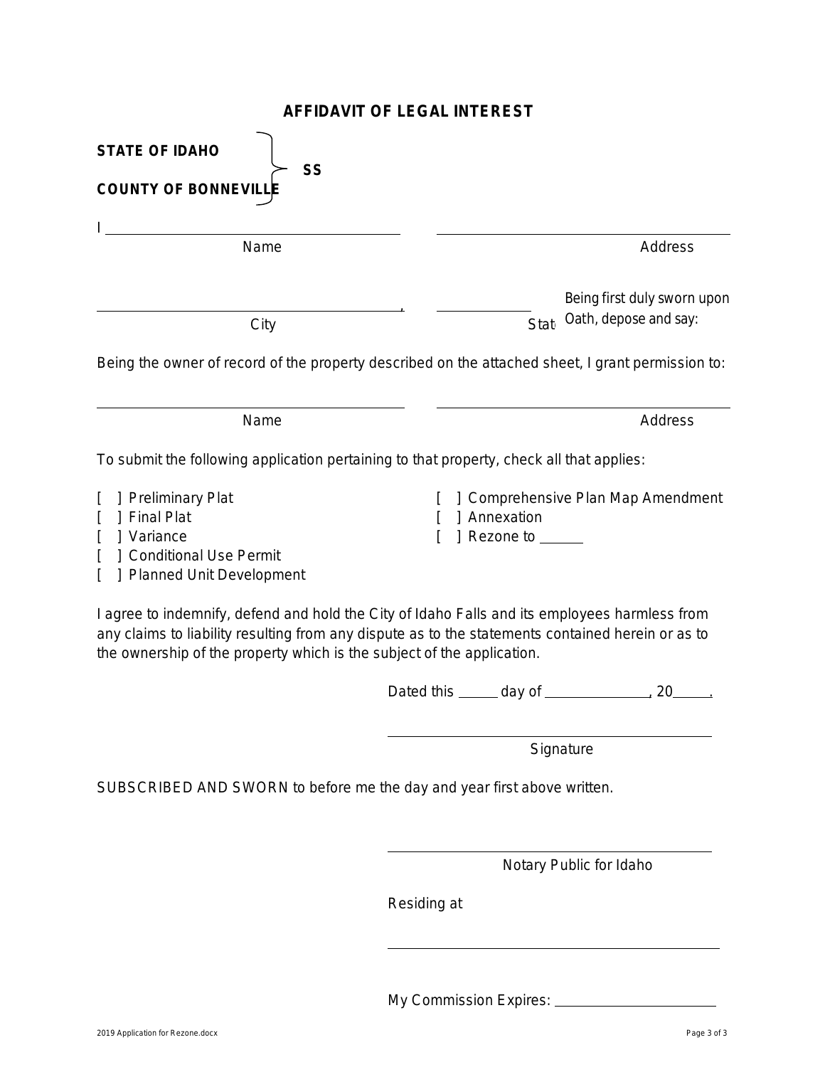# AFFIDAVIT OF LEGAL INTEREST

**STATE OF IDAHO**
**SS**
**COUNTY OF BONNEVILLE**

I ______________________________ ______________________________
Name Address

______________________________, ____________ Being first duly sworn upon Oath, depose and say:
City State

Being the owner of record of the property described on the attached sheet, I grant permission to:

______________________________ ______________________________
Name Address

To submit the following application pertaining to that property, check all that applies:

[ ] Preliminary Plat
[ ] Final Plat
[ ] Variance
[ ] Conditional Use Permit
[ ] Planned Unit Development
[ ] Comprehensive Plan Map Amendment
[ ] Annexation
[ ] Rezone to ______

I agree to indemnify, defend and hold the City of Idaho Falls and its employees harmless from any claims to liability resulting from any dispute as to the statements contained herein or as to the ownership of the property which is the subject of the application.

Dated this _____ day of ______________, 20_____.

______________________________
Signature

SUBSCRIBED AND SWORN to before me the day and year first above written.

______________________________
Notary Public for Idaho

Residing at

______________________________

My Commission Expires: ______________________